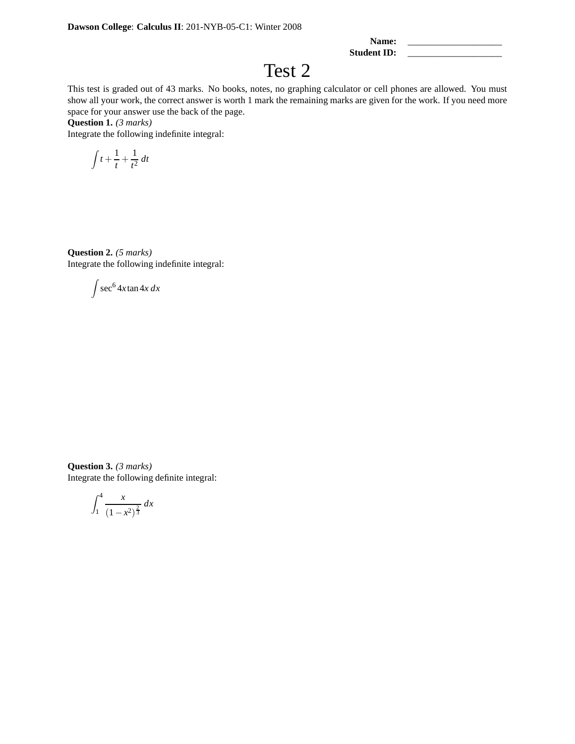**Dawson College**: **Calculus II**: 201-NYB-05-C1: Winter 2008

**Name:** ____________________
**Student ID:** ____________________

# Test 2

This test is graded out of 43 marks. No books, notes, no graphing calculator or cell phones are allowed. You must show all your work, the correct answer is worth 1 mark the remaining marks are given for the work. If you need more space for your answer use the back of the page.

**Question 1.** *(3 marks)*
Integrate the following indefinite integral:

$$\int t + \frac{1}{t} + \frac{1}{t^2}\, dt$$

**Question 2.** *(5 marks)*
Integrate the following indefinite integral:

$$\int \sec^6 4x \tan 4x\, dx$$

**Question 3.** *(3 marks)*
Integrate the following definite integral:

$$\int_1^4 \frac{x}{(1-x^2)^{\frac{2}{3}}}\, dx$$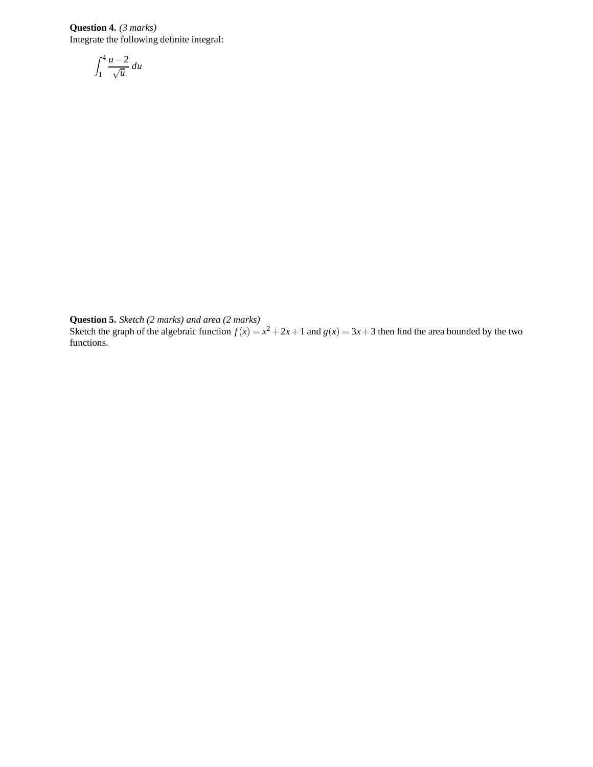**Question 4.** *(3 marks)*
Integrate the following definite integral:

$$\int_1^4 \frac{u-2}{\sqrt{u}}\, du$$

**Question 5.** *Sketch (2 marks) and area (2 marks)*
Sketch the graph of the algebraic function $f(x) = x^2 + 2x + 1$ and $g(x) = 3x + 3$ then find the area bounded by the two functions.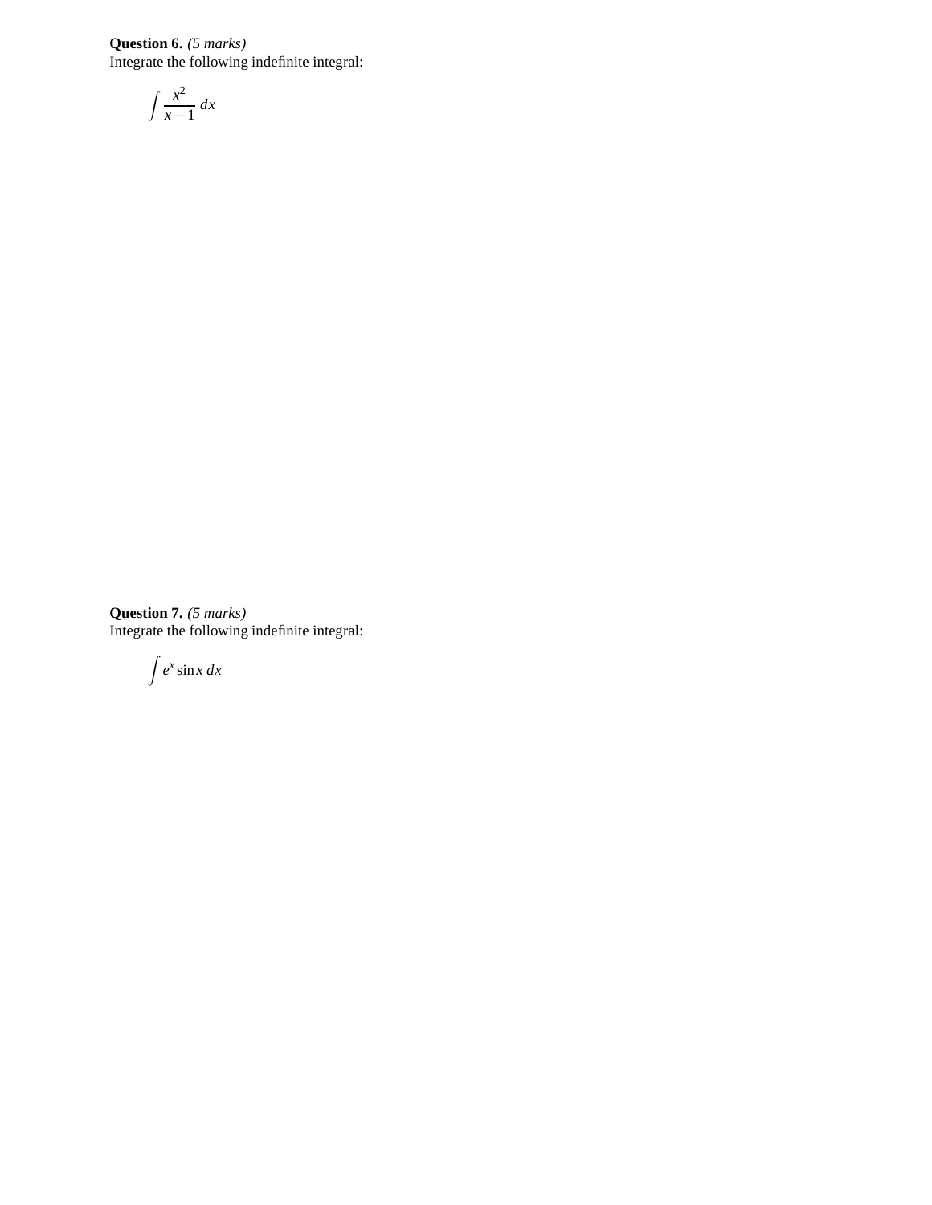**Question 6.** *(5 marks)*
Integrate the following indefinite integral:

$$\int \frac{x^2}{x-1}\,dx$$

**Question 7.** *(5 marks)*
Integrate the following indefinite integral:

$$\int e^x \sin x\,dx$$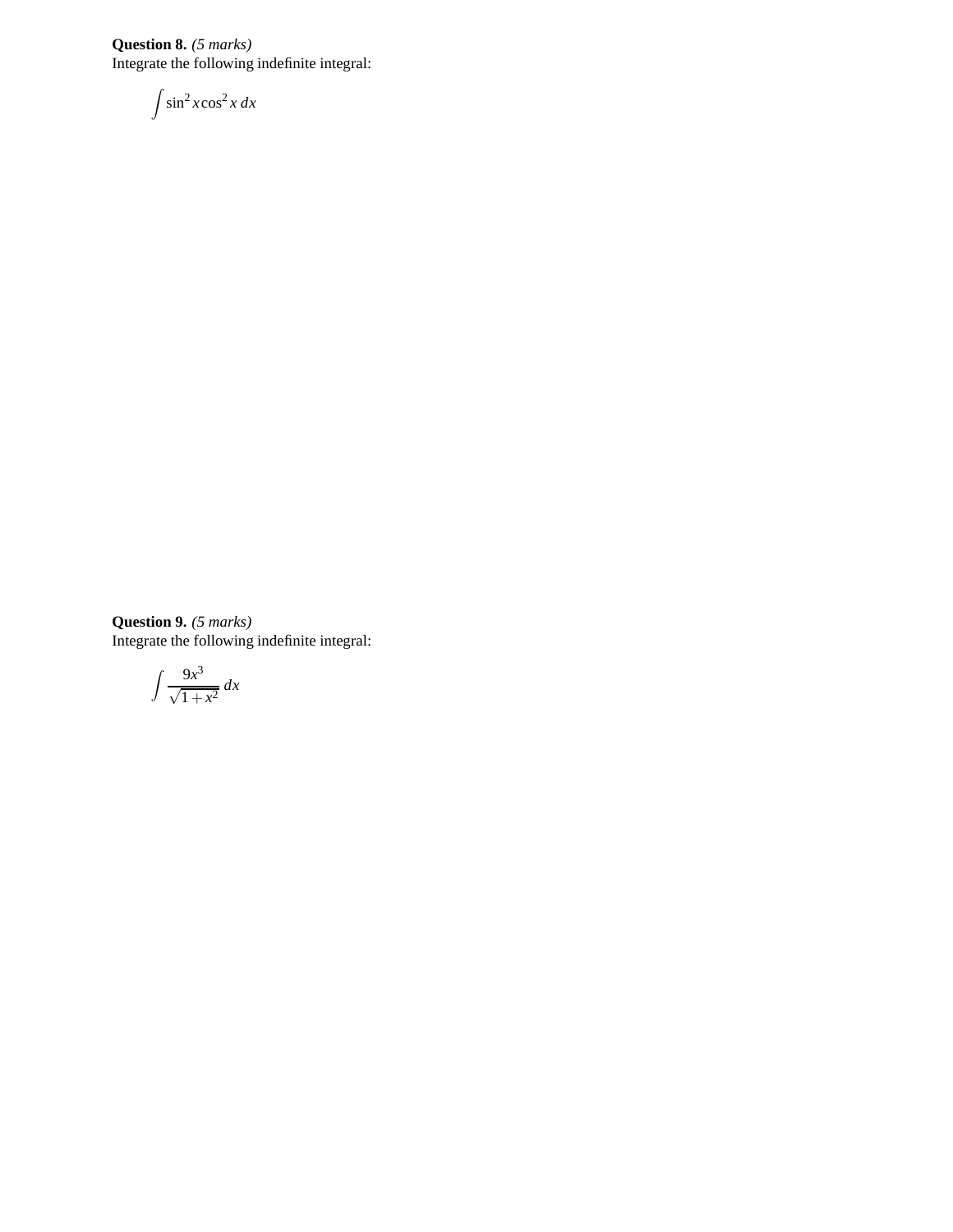**Question 8.** *(5 marks)*
Integrate the following indefinite integral:

$$\int \sin^2 x \cos^2 x \, dx$$

**Question 9.** *(5 marks)*
Integrate the following indefinite integral:

$$\int \frac{9x^3}{\sqrt{1+x^2}} \, dx$$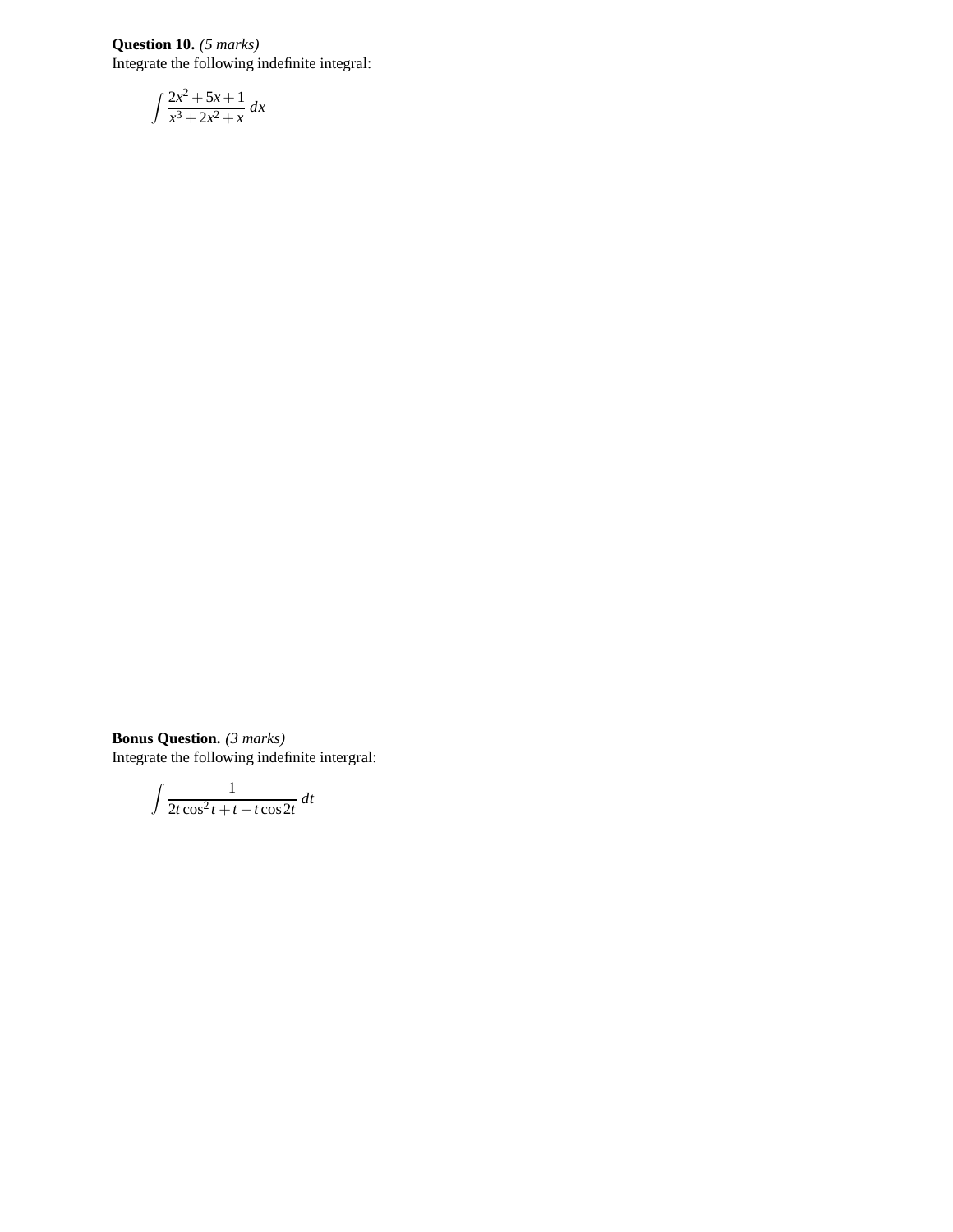**Question 10.** *(5 marks)*
Integrate the following indefinite integral:

$$\int \frac{2x^2 + 5x + 1}{x^3 + 2x^2 + x}\, dx$$

**Bonus Question.** *(3 marks)*
Integrate the following indefinite intergral:

$$\int \frac{1}{2t\cos^2 t + t - t\cos 2t}\, dt$$